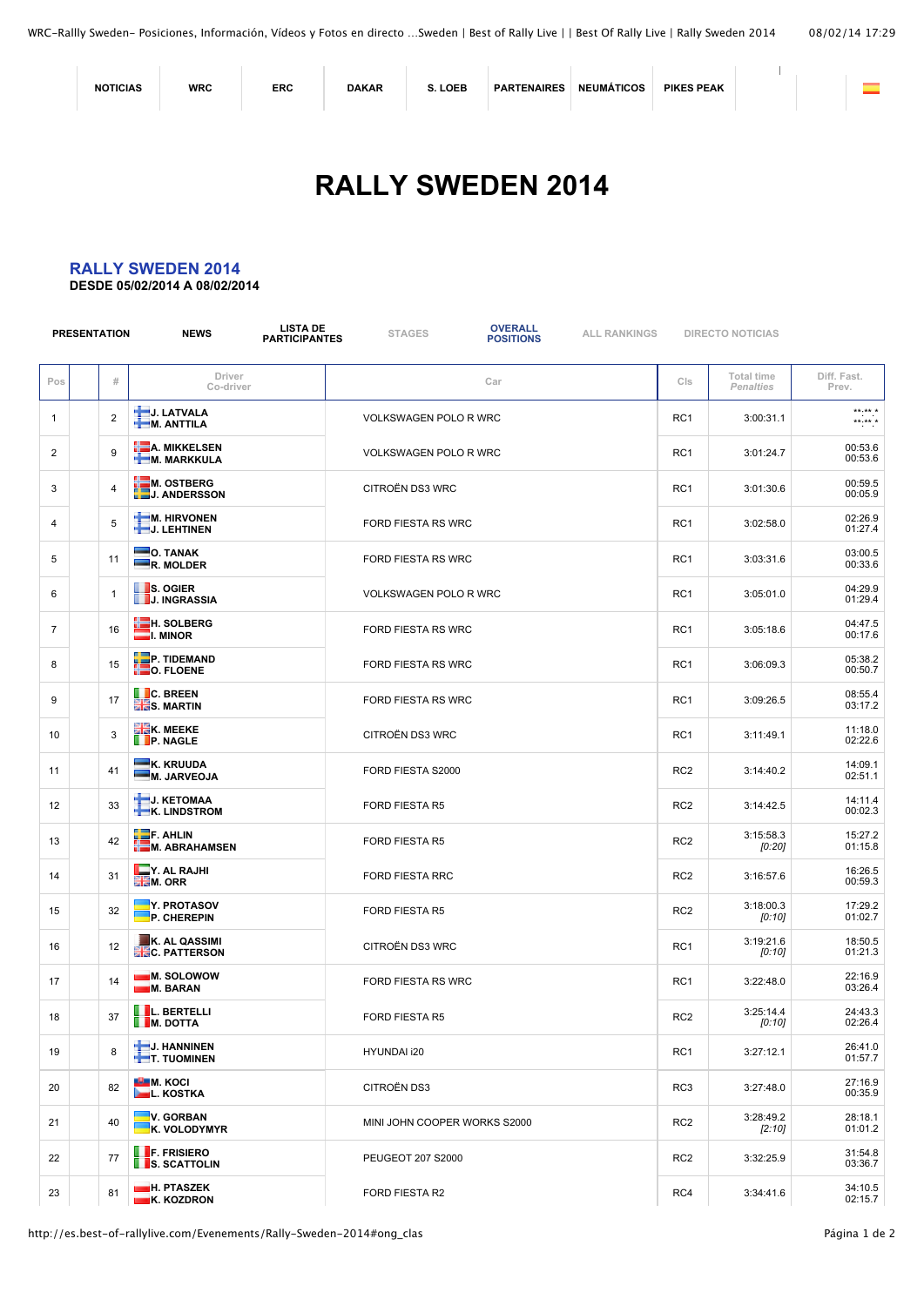NOTICIAS | WRC | ERC | DAKAR | S. LOEB | PARTENAIRES | NEUMÁTICOS | PIKES PEAK

# RALLY SWEDEN 2014

## RALLY SWEDEN 2014

**DESDE 05/02/2014 A 08/02/2014**

PRESENTATION | NEWS | LISTA DE PARTICIPANTES | STAGES | OVERALL POSITIONS | ALL RANKINGS | DIRECTO NOTICIAS

| Pos | | # | Driver Co-driver | Car | Cls | Total time *Penalties* | Diff. Fast. Prev. |
|---|---|---|---|---|---|---|---|
| 1 | | 2 | **J. LATVALA** **M. ANTTILA** | VOLKSWAGEN POLO R WRC | RC1 | 3:00:31.1 | **:**.* **:**.* |
| 2 | | 9 | **A. MIKKELSEN** **M. MARKKULA** | VOLKSWAGEN POLO R WRC | RC1 | 3:01:24.7 | 00:53.6 00:53.6 |
| 3 | | 4 | **M. OSTBERG** **J. ANDERSSON** | CITROËN DS3 WRC | RC1 | 3:01:30.6 | 00:59.5 00:05.9 |
| 4 | | 5 | **M. HIRVONEN** **J. LEHTINEN** | FORD FIESTA RS WRC | RC1 | 3:02:58.0 | 02:26.9 01:27.4 |
| 5 | | 11 | **O. TANAK** **R. MOLDER** | FORD FIESTA RS WRC | RC1 | 3:03:31.6 | 03:00.5 00:33.6 |
| 6 | | 1 | **S. OGIER** **J. INGRASSIA** | VOLKSWAGEN POLO R WRC | RC1 | 3:05:01.0 | 04:29.9 01:29.4 |
| 7 | | 16 | **H. SOLBERG** **I. MINOR** | FORD FIESTA RS WRC | RC1 | 3:05:18.6 | 04:47.5 00:17.6 |
| 8 | | 15 | **P. TIDEMAND** **O. FLOENE** | FORD FIESTA RS WRC | RC1 | 3:06:09.3 | 05:38.2 00:50.7 |
| 9 | | 17 | **C. BREEN** **S. MARTIN** | FORD FIESTA RS WRC | RC1 | 3:09:26.5 | 08:55.4 03:17.2 |
| 10 | | 3 | **K. MEEKE** **P. NAGLE** | CITROËN DS3 WRC | RC1 | 3:11:49.1 | 11:18.0 02:22.6 |
| 11 | | 41 | **K. KRUUDA** **M. JARVEOJA** | FORD FIESTA S2000 | RC2 | 3:14:40.2 | 14:09.1 02:51.1 |
| 12 | | 33 | **J. KETOMAA** **K. LINDSTROM** | FORD FIESTA R5 | RC2 | 3:14:42.5 | 14:11.4 00:02.3 |
| 13 | | 42 | **F. AHLIN** **M. ABRAHAMSEN** | FORD FIESTA R5 | RC2 | 3:15:58.3 *[0:20]* | 15:27.2 01:15.8 |
| 14 | | 31 | **Y. AL RAJHI** **M. ORR** | FORD FIESTA RRC | RC2 | 3:16:57.6 | 16:26.5 00:59.3 |
| 15 | | 32 | **Y. PROTASOV** **P. CHEREPIN** | FORD FIESTA R5 | RC2 | 3:18:00.3 *[0:10]* | 17:29.2 01:02.7 |
| 16 | | 12 | **K. AL QASSIMI** **C. PATTERSON** | CITROËN DS3 WRC | RC1 | 3:19:21.6 *[0:10]* | 18:50.5 01:21.3 |
| 17 | | 14 | **M. SOLOWOW** **M. BARAN** | FORD FIESTA RS WRC | RC1 | 3:22:48.0 | 22:16.9 03:26.4 |
| 18 | | 37 | **L. BERTELLI** **M. DOTTA** | FORD FIESTA R5 | RC2 | 3:25:14.4 *[0:10]* | 24:43.3 02:26.4 |
| 19 | | 8 | **J. HANNINEN** **T. TUOMINEN** | HYUNDAI i20 | RC1 | 3:27:12.1 | 26:41.0 01:57.7 |
| 20 | | 82 | **M. KOCI** **L. KOSTKA** | CITROËN DS3 | RC3 | 3:27:48.0 | 27:16.9 00:35.9 |
| 21 | | 40 | **V. GORBAN** **K. VOLODYMYR** | MINI JOHN COOPER WORKS S2000 | RC2 | 3:28:49.2 *[2:10]* | 28:18.1 01:01.2 |
| 22 | | 77 | **F. FRISIERO** **S. SCATTOLIN** | PEUGEOT 207 S2000 | RC2 | 3:32:25.9 | 31:54.8 03:36.7 |
| 23 | | 81 | **H. PTASZEK** **K. KOZDRON** | FORD FIESTA R2 | RC4 | 3:34:41.6 | 34:10.5 02:15.7 |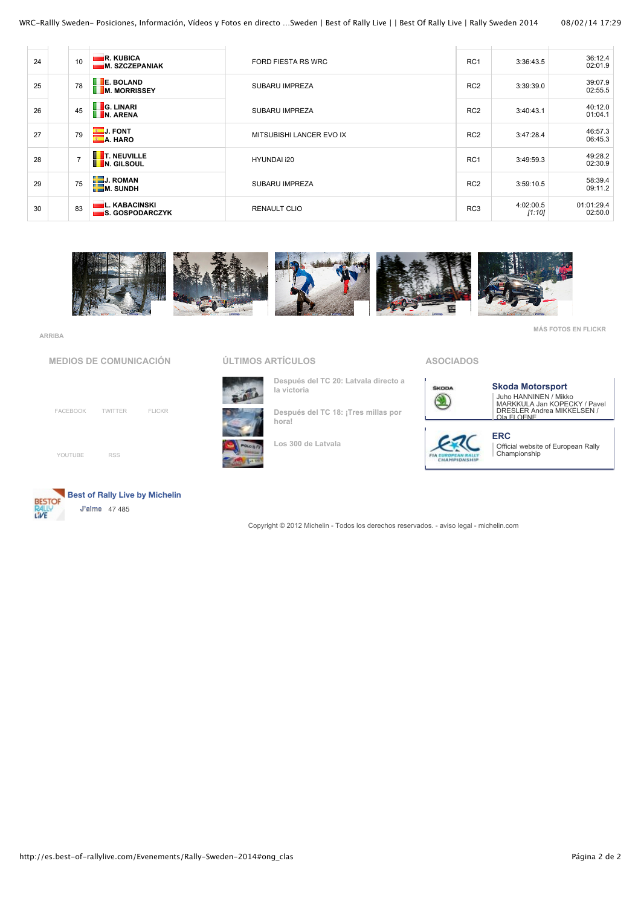| | | | | | | | |
|---|---|---|---|---|---|---|---|
| 24 | | 10 | R. KUBICA<br>M. SZCZEPANIAK | FORD FIESTA RS WRC | RC1 | 3:36:43.5 | 36:12.4<br>02:01.9 |
| 25 | | 78 | E. BOLAND<br>M. MORRISSEY | SUBARU IMPREZA | RC2 | 3:39:39.0 | 39:07.9<br>02:55.5 |
| 26 | | 45 | G. LINARI<br>N. ARENA | SUBARU IMPREZA | RC2 | 3:40:43.1 | 40:12.0<br>01:04.1 |
| 27 | | 79 | J. FONT<br>A. HARO | MITSUBISHI LANCER EVO IX | RC2 | 3:47:28.4 | 46:57.3<br>06:45.3 |
| 28 | | 7 | T. NEUVILLE<br>N. GILSOUL | HYUNDAI i20 | RC1 | 3:49:59.3 | 49:28.2<br>02:30.9 |
| 29 | | 75 | J. ROMAN<br>M. SUNDH | SUBARU IMPREZA | RC2 | 3:59:10.5 | 58:39.4<br>09:11.2 |
| 30 | | 83 | L. KABACINSKI<br>S. GOSPODARCZYK | RENAULT CLIO | RC3 | 4:02:00.5<br>*[1:10]* | 01:01:29.4<br>02:50.0 |

ARRIBA

MÁS FOTOS EN FLICKR

## MEDIOS DE COMUNICACIÓN

FACEBOOK TWITTER FLICKR

YOUTUBE RSS

## ÚLTIMOS ARTÍCULOS

Después del TC 20: Latvala directo a la victoria

Después del TC 18: ¡Tres millas por hora!

Los 300 de Latvala

## ASOCIADOS

**Skoda Motorsport**
Juho HANNINEN / Mikko MARKKULA Jan KOPECKY / Pavel DRESLER Andrea MIKKELSEN / Ola FLOENE

**ERC**
Official website of European Rally Championship

**Best of Rally Live by Michelin**
J'aime 47 485

Copyright © 2012 Michelin - Todos los derechos reservados. - aviso legal - michelin.com